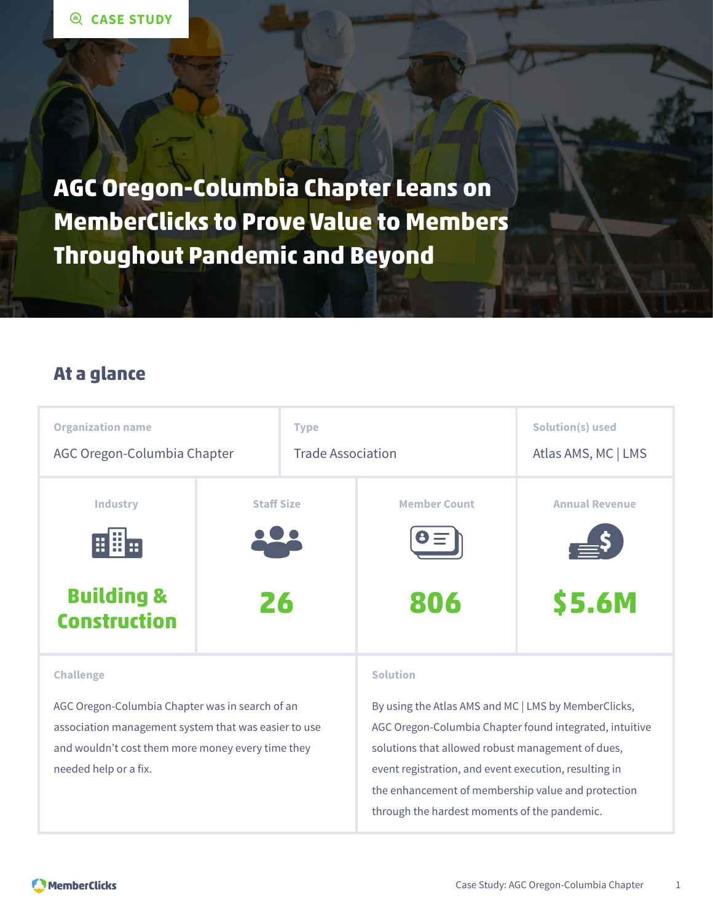CASE STUDY

# AGC Oregon-Columbia Chapter Leans on MemberClicks to Prove Value to Members Throughout Pandemic and Beyond

## At a glance

| Organization name | Type | Solution(s) used |
|---|---|---|
| AGC Oregon-Columbia Chapter | Trade Association | Atlas AMS, MC \| LMS |

| Industry | Staff Size | Member Count | Annual Revenue |
|---|---|---|---|
| **Building & Construction** | **26** | **806** | **$5.6M** |

**Challenge**

AGC Oregon-Columbia Chapter was in search of an association management system that was easier to use and wouldn't cost them more money every time they needed help or a fix.

**Solution**

By using the Atlas AMS and MC | LMS by MemberClicks, AGC Oregon-Columbia Chapter found integrated, intuitive solutions that allowed robust management of dues, event registration, and event execution, resulting in the enhancement of membership value and protection through the hardest moments of the pandemic.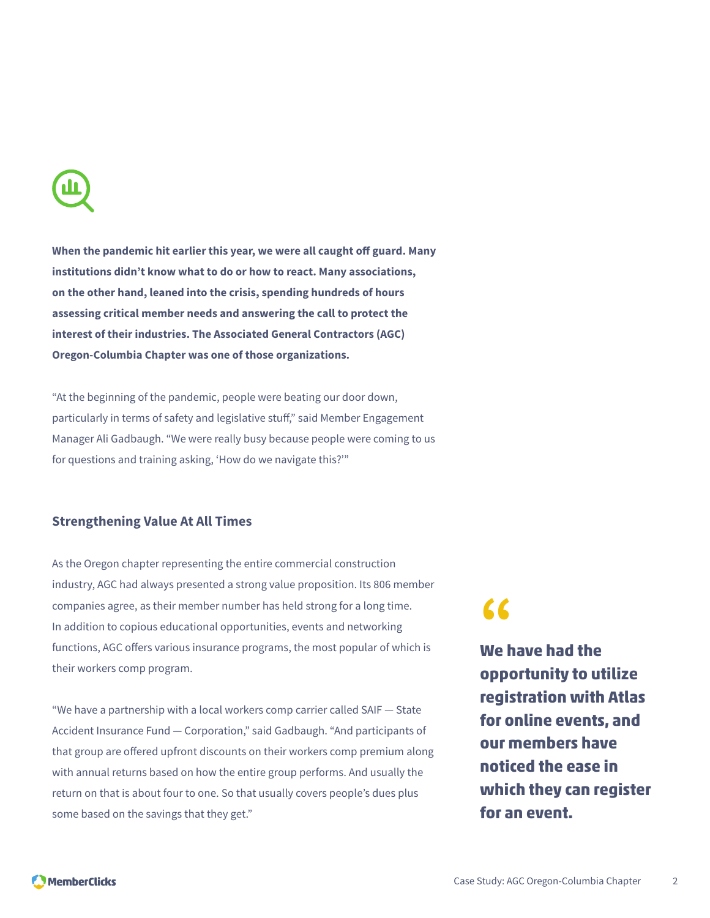**When the pandemic hit earlier this year, we were all caught off guard. Many institutions didn't know what to do or how to react. Many associations, on the other hand, leaned into the crisis, spending hundreds of hours assessing critical member needs and answering the call to protect the interest of their industries. The Associated General Contractors (AGC) Oregon-Columbia Chapter was one of those organizations.**

"At the beginning of the pandemic, people were beating our door down, particularly in terms of safety and legislative stuff," said Member Engagement Manager Ali Gadbaugh. "We were really busy because people were coming to us for questions and training asking, 'How do we navigate this?'"

## Strengthening Value At All Times

As the Oregon chapter representing the entire commercial construction industry, AGC had always presented a strong value proposition. Its 806 member companies agree, as their member number has held strong for a long time. In addition to copious educational opportunities, events and networking functions, AGC offers various insurance programs, the most popular of which is their workers comp program.

"We have a partnership with a local workers comp carrier called SAIF — State Accident Insurance Fund — Corporation," said Gadbaugh. "And participants of that group are offered upfront discounts on their workers comp premium along with annual returns based on how the entire group performs. And usually the return on that is about four to one. So that usually covers people's dues plus some based on the savings that they get."

> **"We have had the opportunity to utilize registration with Atlas for online events, and our members have noticed the ease in which they can register for an event.**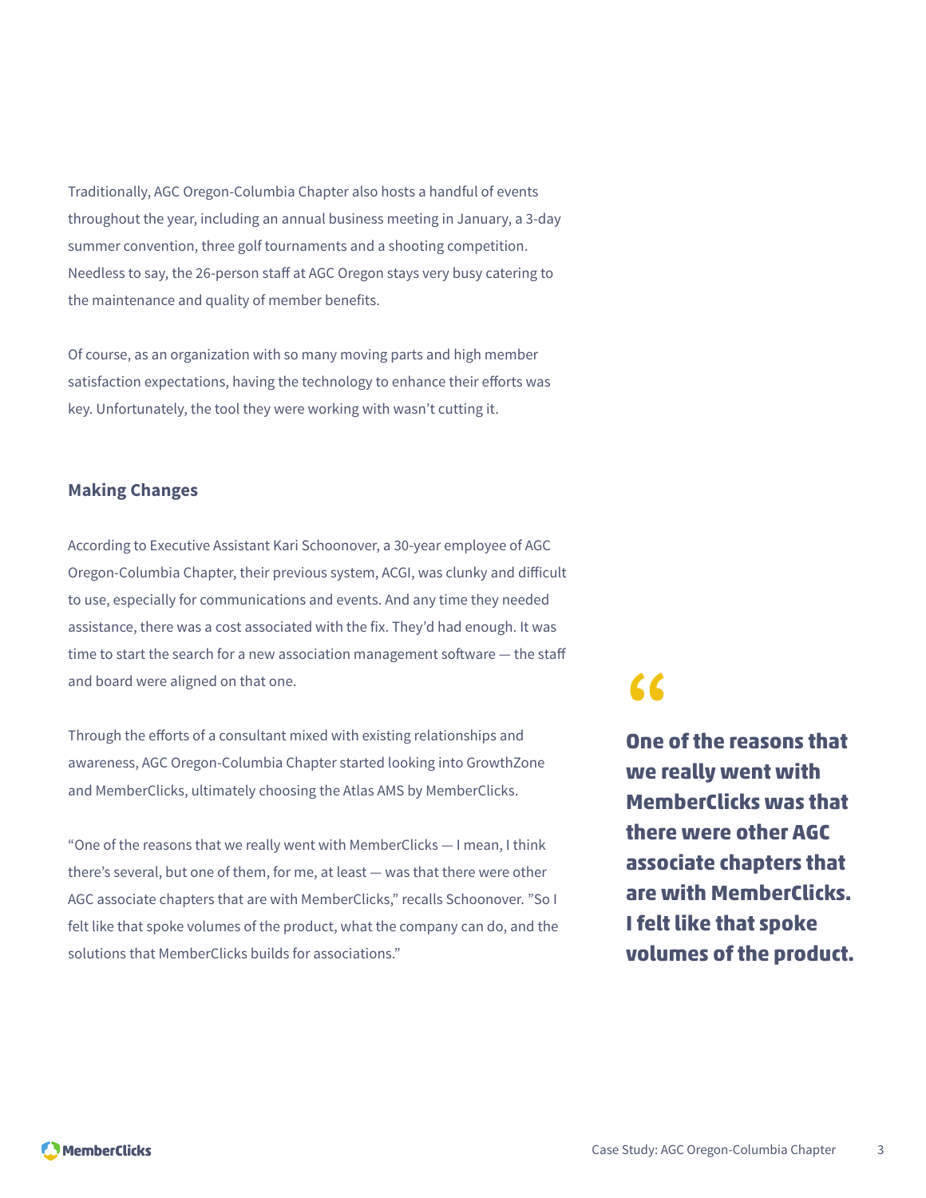Traditionally, AGC Oregon-Columbia Chapter also hosts a handful of events throughout the year, including an annual business meeting in January, a 3-day summer convention, three golf tournaments and a shooting competition. Needless to say, the 26-person staff at AGC Oregon stays very busy catering to the maintenance and quality of member benefits.

Of course, as an organization with so many moving parts and high member satisfaction expectations, having the technology to enhance their efforts was key. Unfortunately, the tool they were working with wasn't cutting it.

### Making Changes

According to Executive Assistant Kari Schoonover, a 30-year employee of AGC Oregon-Columbia Chapter, their previous system, ACGI, was clunky and difficult to use, especially for communications and events. And any time they needed assistance, there was a cost associated with the fix. They'd had enough. It was time to start the search for a new association management software — the staff and board were aligned on that one.

Through the efforts of a consultant mixed with existing relationships and awareness, AGC Oregon-Columbia Chapter started looking into GrowthZone and MemberClicks, ultimately choosing the Atlas AMS by MemberClicks.

"One of the reasons that we really went with MemberClicks — I mean, I think there's several, but one of them, for me, at least — was that there were other AGC associate chapters that are with MemberClicks," recalls Schoonover. "So I felt like that spoke volumes of the product, what the company can do, and the solutions that MemberClicks builds for associations."

> **"One of the reasons that we really went with MemberClicks was that there were other AGC associate chapters that are with MemberClicks. I felt like that spoke volumes of the product.**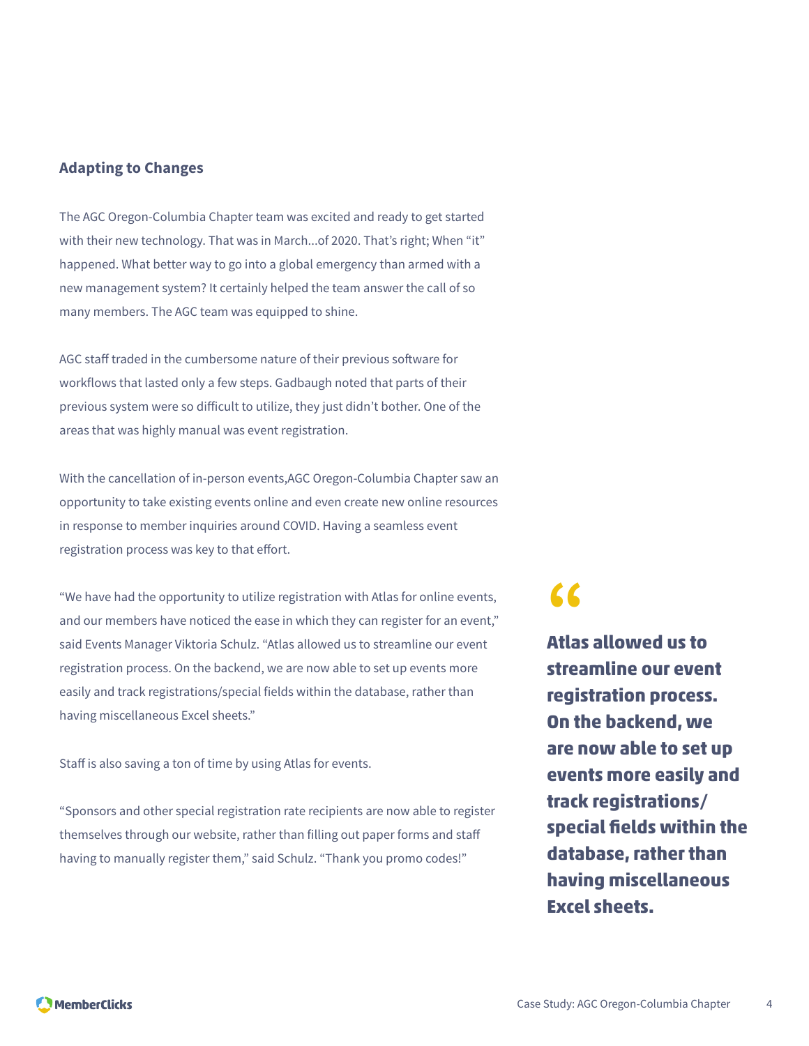## Adapting to Changes

The AGC Oregon-Columbia Chapter team was excited and ready to get started with their new technology. That was in March...of 2020. That's right; When "it" happened. What better way to go into a global emergency than armed with a new management system? It certainly helped the team answer the call of so many members. The AGC team was equipped to shine.

AGC staff traded in the cumbersome nature of their previous software for workflows that lasted only a few steps. Gadbaugh noted that parts of their previous system were so difficult to utilize, they just didn't bother. One of the areas that was highly manual was event registration.

With the cancellation of in-person events,AGC Oregon-Columbia Chapter saw an opportunity to take existing events online and even create new online resources in response to member inquiries around COVID. Having a seamless event registration process was key to that effort.

"We have had the opportunity to utilize registration with Atlas for online events, and our members have noticed the ease in which they can register for an event," said Events Manager Viktoria Schulz. "Atlas allowed us to streamline our event registration process. On the backend, we are now able to set up events more easily and track registrations/special fields within the database, rather than having miscellaneous Excel sheets."

Staff is also saving a ton of time by using Atlas for events.

"Sponsors and other special registration rate recipients are now able to register themselves through our website, rather than filling out paper forms and staff having to manually register them," said Schulz. "Thank you promo codes!"

> **Atlas allowed us to streamline our event registration process. On the backend, we are now able to set up events more easily and track registrations/special fields within the database, rather than having miscellaneous Excel sheets.**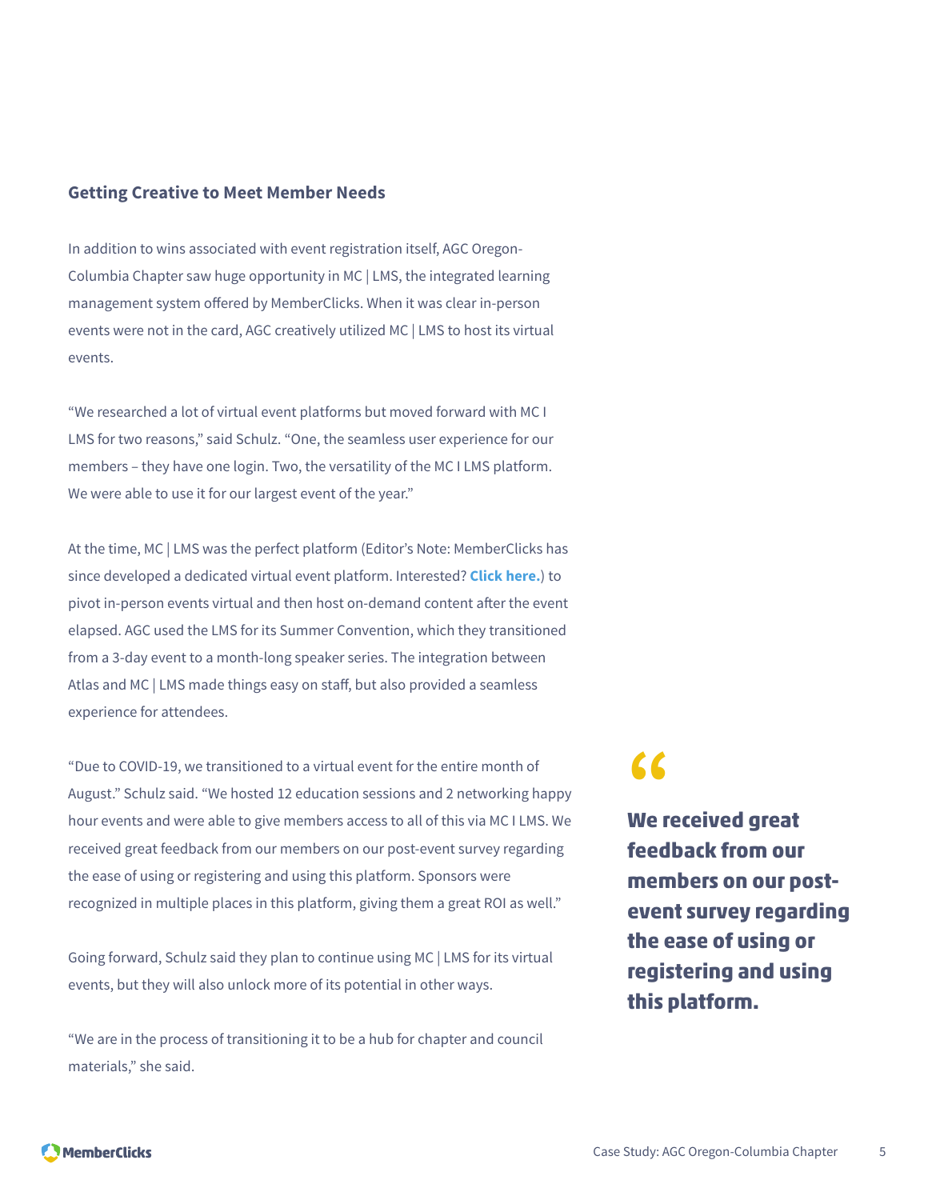## Getting Creative to Meet Member Needs

In addition to wins associated with event registration itself, AGC Oregon-Columbia Chapter saw huge opportunity in MC | LMS, the integrated learning management system offered by MemberClicks. When it was clear in-person events were not in the card, AGC creatively utilized MC | LMS to host its virtual events.

"We researched a lot of virtual event platforms but moved forward with MC I LMS for two reasons," said Schulz. "One, the seamless user experience for our members – they have one login. Two, the versatility of the MC I LMS platform. We were able to use it for our largest event of the year."

At the time, MC | LMS was the perfect platform (Editor's Note: MemberClicks has since developed a dedicated virtual event platform. Interested? **Click here.**) to pivot in-person events virtual and then host on-demand content after the event elapsed. AGC used the LMS for its Summer Convention, which they transitioned from a 3-day event to a month-long speaker series. The integration between Atlas and MC | LMS made things easy on staff, but also provided a seamless experience for attendees.

"Due to COVID-19, we transitioned to a virtual event for the entire month of August." Schulz said. "We hosted 12 education sessions and 2 networking happy hour events and were able to give members access to all of this via MC I LMS. We received great feedback from our members on our post-event survey regarding the ease of using or registering and using this platform. Sponsors were recognized in multiple places in this platform, giving them a great ROI as well."

> **"We received great feedback from our members on our post-event survey regarding the ease of using or registering and using this platform.**

Going forward, Schulz said they plan to continue using MC | LMS for its virtual events, but they will also unlock more of its potential in other ways.

"We are in the process of transitioning it to be a hub for chapter and council materials," she said.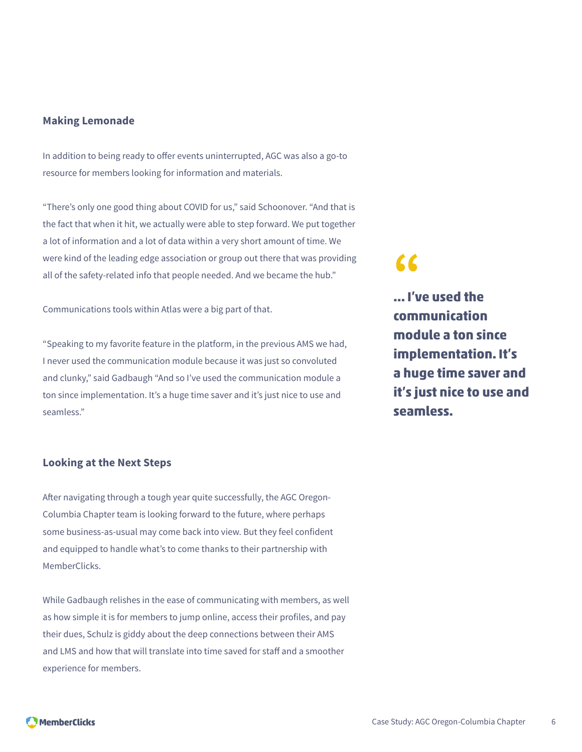## Making Lemonade

In addition to being ready to offer events uninterrupted, AGC was also a go-to resource for members looking for information and materials.

"There's only one good thing about COVID for us," said Schoonover. "And that is the fact that when it hit, we actually were able to step forward. We put together a lot of information and a lot of data within a very short amount of time. We were kind of the leading edge association or group out there that was providing all of the safety-related info that people needed. And we became the hub."

Communications tools within Atlas were a big part of that.

"Speaking to my favorite feature in the platform, in the previous AMS we had, I never used the communication module because it was just so convoluted and clunky," said Gadbaugh "And so I've used the communication module a ton since implementation. It's a huge time saver and it's just nice to use and seamless."

> **"... I've used the communication module a ton since implementation. It's a huge time saver and it's just nice to use and seamless.**

## Looking at the Next Steps

After navigating through a tough year quite successfully, the AGC Oregon-Columbia Chapter team is looking forward to the future, where perhaps some business-as-usual may come back into view. But they feel confident and equipped to handle what's to come thanks to their partnership with MemberClicks.

While Gadbaugh relishes in the ease of communicating with members, as well as how simple it is for members to jump online, access their profiles, and pay their dues, Schulz is giddy about the deep connections between their AMS and LMS and how that will translate into time saved for staff and a smoother experience for members.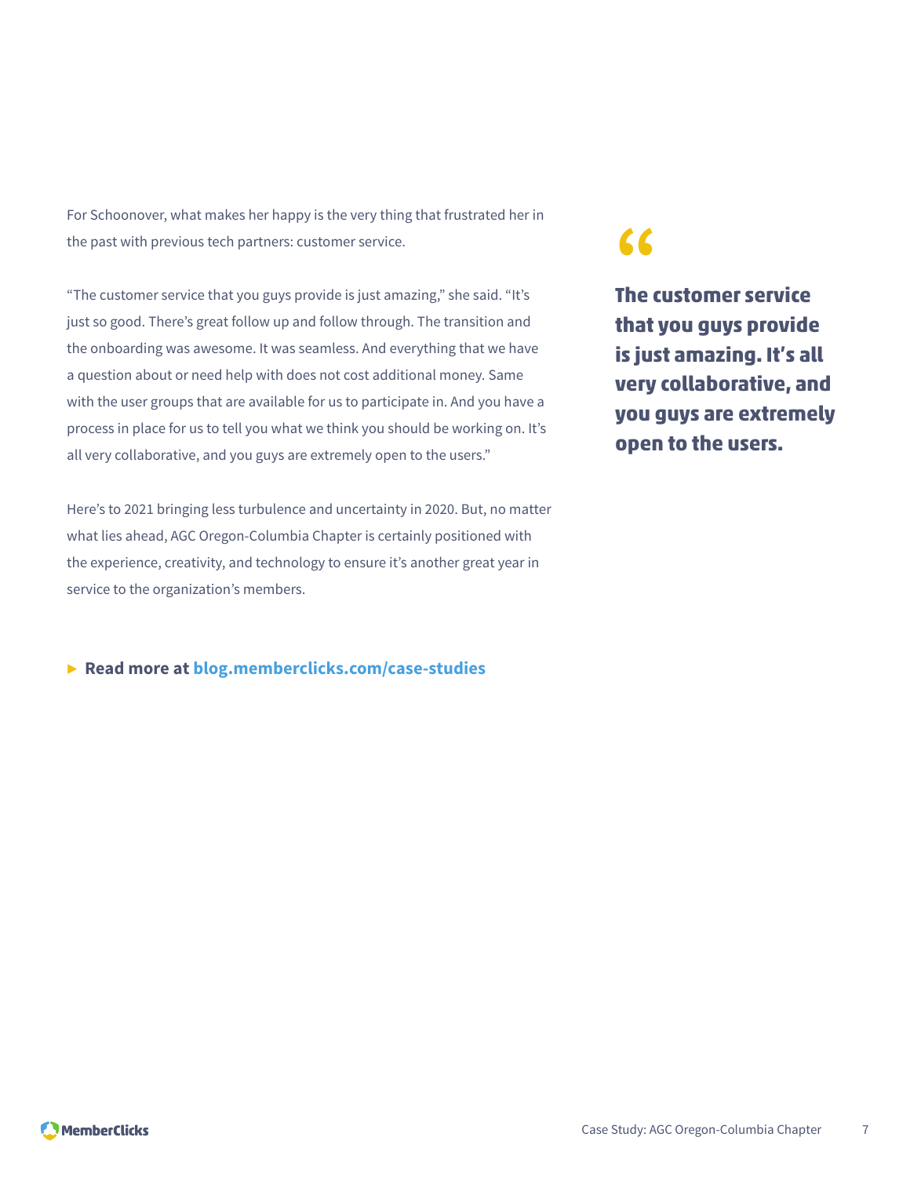For Schoonover, what makes her happy is the very thing that frustrated her in the past with previous tech partners: customer service.

“The customer service that you guys provide is just amazing,” she said. “It’s just so good. There’s great follow up and follow through. The transition and the onboarding was awesome. It was seamless. And everything that we have a question about or need help with does not cost additional money. Same with the user groups that are available for us to participate in. And you have a process in place for us to tell you what we think you should be working on. It’s all very collaborative, and you guys are extremely open to the users.”

> **The customer service that you guys provide is just amazing. It’s all very collaborative, and you guys are extremely open to the users.**

Here’s to 2021 bringing less turbulence and uncertainty in 2020. But, no matter what lies ahead, AGC Oregon-Columbia Chapter is certainly positioned with the experience, creativity, and technology to ensure it’s another great year in service to the organization’s members.

▶ **Read more at blog.memberclicks.com/case-studies**